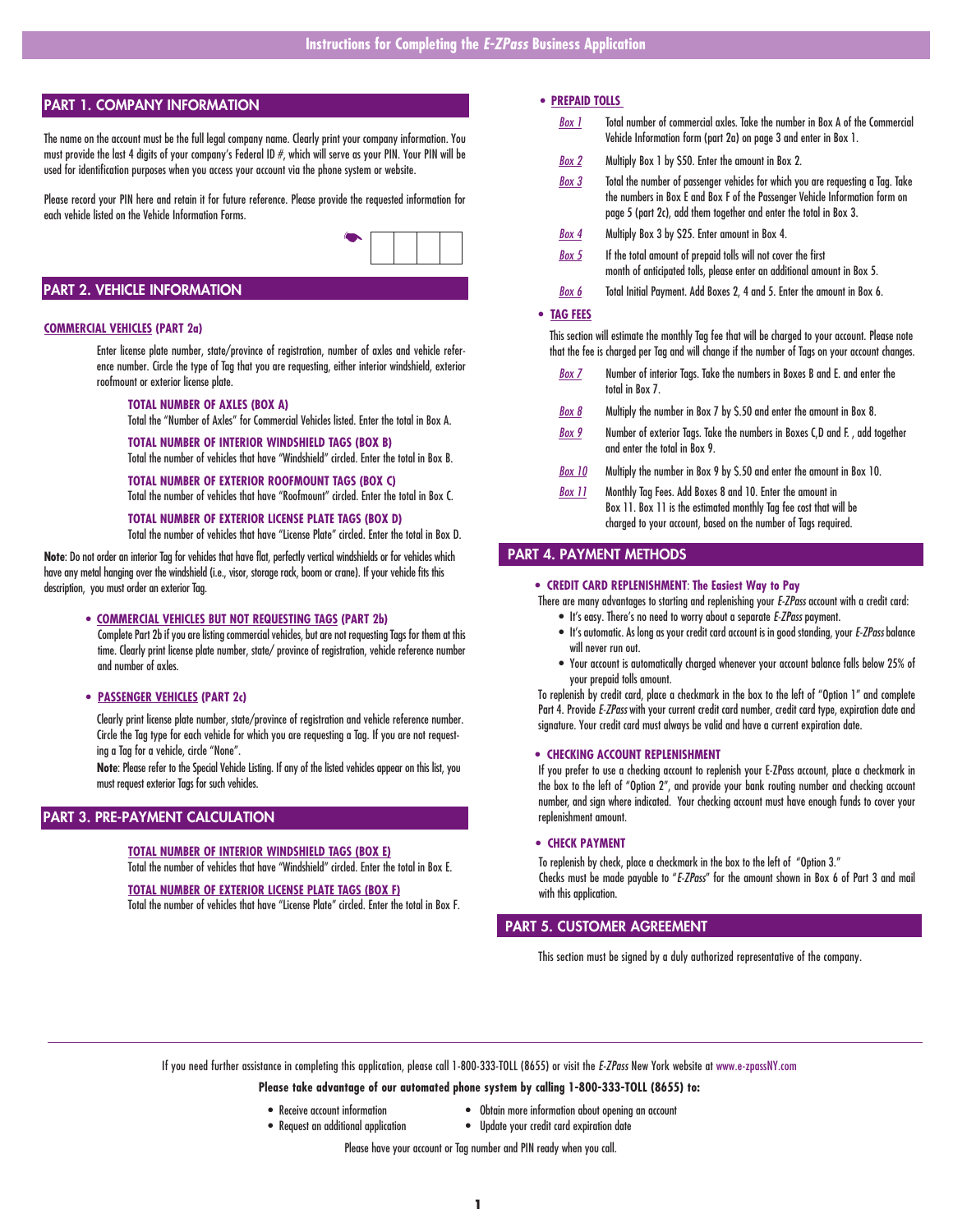# Instructions for Completing the *E-ZPass* Business Application

## PART 1. COMPANY INFORMATION

The name on the account must be the full legal company name. Clearly print your company information. You must provide the last 4 digits of your company's Federal ID #, which will serve as your PIN. Your PIN will be used for identification purposes when you access your account via the phone system or website.

Please record your PIN here and retain it for future reference. Please provide the requested information for each vehicle listed on the Vehicle Information Forms.

| | | | |
|---|---|---|---|
| | | | |

## PART 2. VEHICLE INFORMATION

**COMMERCIAL VEHICLES (PART 2a)**

Enter license plate number, state/province of registration, number of axles and vehicle reference number. Circle the type of Tag that you are requesting, either interior windshield, exterior roofmount or exterior license plate.

**TOTAL NUMBER OF AXLES (BOX A)**
Total the "Number of Axles" for Commercial Vehicles listed. Enter the total in Box A.

**TOTAL NUMBER OF INTERIOR WINDSHIELD TAGS (BOX B)**
Total the number of vehicles that have "Windshield" circled. Enter the total in Box B.

**TOTAL NUMBER OF EXTERIOR ROOFMOUNT TAGS (BOX C)**
Total the number of vehicles that have "Roofmount" circled. Enter the total in Box C.

**TOTAL NUMBER OF EXTERIOR LICENSE PLATE TAGS (BOX D)**
Total the number of vehicles that have "License Plate" circled. Enter the total in Box D.

**Note**: Do not order an interior Tag for vehicles that have flat, perfectly vertical windshields or for vehicles which have any metal hanging over the windshield (i.e., visor, storage rack, boom or crane). If your vehicle fits this description, you must order an exterior Tag.

- **COMMERCIAL VEHICLES BUT NOT REQUESTING TAGS (PART 2b)**
  Complete Part 2b if you are listing commercial vehicles, but are not requesting Tags for them at this time. Clearly print license plate number, state/ province of registration, vehicle reference number and number of axles.

- **PASSENGER VEHICLES (PART 2c)**
  Clearly print license plate number, state/province of registration and vehicle reference number. Circle the Tag type for each vehicle for which you are requesting a Tag. If you are not requesting a Tag for a vehicle, circle "None".
  **Note**: Please refer to the Special Vehicle Listing. If any of the listed vehicles appear on this list, you must request exterior Tags for such vehicles.

## PART 3. PRE-PAYMENT CALCULATION

**TOTAL NUMBER OF INTERIOR WINDSHIELD TAGS (BOX E)**
Total the number of vehicles that have "Windshield" circled. Enter the total in Box E.

**TOTAL NUMBER OF EXTERIOR LICENSE PLATE TAGS (BOX F)**
Total the number of vehicles that have "License Plate" circled. Enter the total in Box F.

- **PREPAID TOLLS**

  - *Box 1* — Total number of commercial axles. Take the number in Box A of the Commercial Vehicle Information form (part 2a) on page 3 and enter in Box 1.
  - *Box 2* — Multiply Box 1 by $50. Enter the amount in Box 2.
  - *Box 3* — Total the number of passenger vehicles for which you are requesting a Tag. Take the numbers in Box E and Box F of the Passenger Vehicle Information form on page 5 (part 2c), add them together and enter the total in Box 3.
  - *Box 4* — Multiply Box 3 by $25. Enter amount in Box 4.
  - *Box 5* — If the total amount of prepaid tolls will not cover the first month of anticipated tolls, please enter an additional amount in Box 5.
  - *Box 6* — Total Initial Payment. Add Boxes 2, 4 and 5. Enter the amount in Box 6.

- **TAG FEES**

  This section will estimate the monthly Tag fee that will be charged to your account. Please note that the fee is charged per Tag and will change if the number of Tags on your account changes.

  - *Box 7* — Number of interior Tags. Take the numbers in Boxes B and E. and enter the total in Box 7.
  - *Box 8* — Multiply the number in Box 7 by $.50 and enter the amount in Box 8.
  - *Box 9* — Number of exterior Tags. Take the numbers in Boxes C,D and F. , add together and enter the total in Box 9.
  - *Box 10* — Multiply the number in Box 9 by $.50 and enter the amount in Box 10.
  - *Box 11* — Monthly Tag Fees. Add Boxes 8 and 10. Enter the amount in Box 11. Box 11 is the estimated monthly Tag fee cost that will be charged to your account, based on the number of Tags required.

## PART 4. PAYMENT METHODS

- **CREDIT CARD REPLENISHMENT: The Easiest Way to Pay**

  There are many advantages to starting and replenishing your *E-ZPass* account with a credit card:
  - It's easy. There's no need to worry about a separate *E-ZPass* payment.
  - It's automatic. As long as your credit card account is in good standing, your *E-ZPass* balance will never run out.
  - Your account is automatically charged whenever your account balance falls below 25% of your prepaid tolls amount.

  To replenish by credit card, place a checkmark in the box to the left of "Option 1" and complete Part 4. Provide *E-ZPass* with your current credit card number, credit card type, expiration date and signature. Your credit card must always be valid and have a current expiration date.

- **CHECKING ACCOUNT REPLENISHMENT**

  If you prefer to use a checking account to replenish your E-ZPass account, place a checkmark in the box to the left of "Option 2", and provide your bank routing number and checking account number, and sign where indicated. Your checking account must have enough funds to cover your replenishment amount.

- **CHECK PAYMENT**

  To replenish by check, place a checkmark in the box to the left of "Option 3."
  Checks must be made payable to "*E-ZPass*" for the amount shown in Box 6 of Part 3 and mail with this application.

## PART 5. CUSTOMER AGREEMENT

This section must be signed by a duly authorized representative of the company.

---

If you need further assistance in completing this application, please call 1-800-333-TOLL (8655) or visit the *E-ZPass* New York website at www.e-zpassNY.com

**Please take advantage of our automated phone system by calling 1-800-333-TOLL (8655) to:**

- Receive account information
- Request an additional application
- Obtain more information about opening an account
- Update your credit card expiration date

Please have your account or Tag number and PIN ready when you call.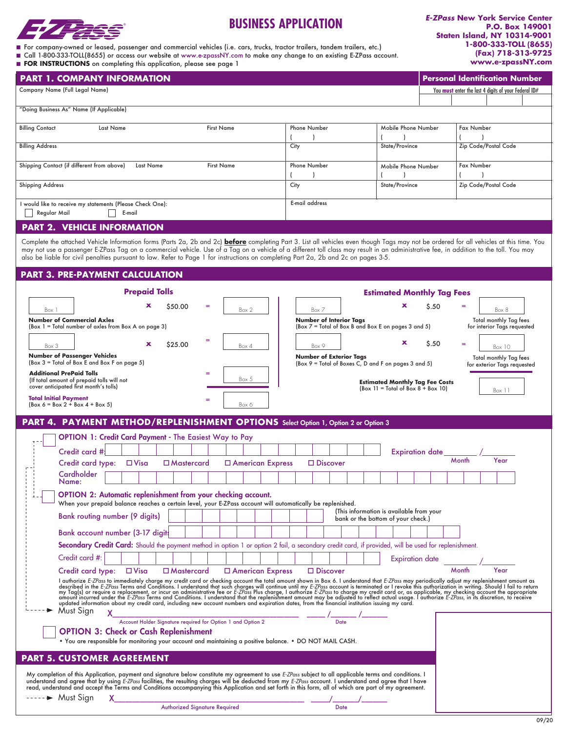# BUSINESS APPLICATION

**E-ZPass New York Service Center**
**P.O. Box 149001**
**Staten Island, NY 10314-9001**
**1-800-333-TOLL (8655)**
**(Fax) 718-313-9725**
**www.e-zpassNY.com**

- For company-owned or leased, passenger and commercial vehicles (i.e. cars, trucks, tractor trailers, tandem trailers, etc.)
- Call 1-800-333-TOLL(8655) or access our website at www.e-zpassNY.com to make any change to an existing E-ZPass account.
- **FOR INSTRUCTIONS** on completing this application, please see page 1

## PART 1. COMPANY INFORMATION

**Personal Identification Number**

You **must** enter the last 4 digits of your Federal ID#

| | | | |
|---|---|---|---|
| | | | |

Company Name (Full Legal Name)

"Doing Business As" Name (If Applicable)

| Billing Contact Last Name | First Name | Phone Number | Mobile Phone Number | Fax Number |
|---|---|---|---|---|
| | | ( ) | ( ) | ( ) |

| Billing Address | City | State/Province | Zip Code/Postal Code |
|---|---|---|---|
| | | | |

| Shipping Contact (if different from above) Last Name | First Name | Phone Number | Mobile Phone Number | Fax Number |
|---|---|---|---|---|
| | | ( ) | ( ) | ( ) |

| Shipping Address | City | State/Province | Zip Code/Postal Code |
|---|---|---|---|
| | | | |

I would like to receive my statements (Please Check One):

☐ Regular Mail ☐ E-mail

E-mail address

## PART 2. VEHICLE INFORMATION

Complete the attached Vehicle Information forms (Parts 2a, 2b and 2c) **before** completing Part 3. List all vehicles even though Tags may not be ordered for all vehicles at this time. You may not use a passenger E-ZPass Tag on a commercial vehicle. Use of a Tag on a vehicle of a different toll class may result in an administrative fee, in addition to the toll. You may also be liable for civil penalties pursuant to law. Refer to Page 1 for instructions on completing Part 2a, 2b and 2c on pages 3-5.

## PART 3. PRE-PAYMENT CALCULATION

### Prepaid Tolls

Box 1 **x** $50.00 = Box 2

**Number of Commercial Axles**
(Box 1 = Total number of axles from Box A on page 3)

Box 3 **x** $25.00 = Box 4

**Number of Passenger Vehicles**
(Box 3 = Total of Box E and Box F on page 5)

**Additional PrePaid Tolls** = Box 5
(If total amount of prepaid tolls will not cover anticipated first month's tolls)

**Total Initial Payment** = Box 6
(Box 6 = Box 2 + Box 4 + Box 5)

### Estimated Monthly Tag Fees

Box 7 **x** $.50 = Box 8

**Number of Interior Tags**
(Box 7 = Total of Box B and Box E on pages 3 and 5)

Total monthly Tag fees for interior Tags requested

Box 9 **x** $.50 = Box 10

**Number of Exterior Tags**
(Box 9 = Total of Boxes C, D and F on pages 3 and 5)

Total monthly Tag fees for exterior Tags requested

**Estimated Monthly Tag Fee Costs** Box 11
(Box 11 = Total of Box 8 + Box 10)

## PART 4. PAYMENT METHOD/REPLENISHMENT OPTIONS Select Option 1, Option 2 or Option 3

☐ **OPTION 1: Credit Card Payment - The Easiest Way to Pay**

Credit card #: _______________ Expiration date _____ / _____ (Month / Year)

Credit card type: ☐ Visa ☐ Mastercard ☐ American Express ☐ Discover

Cardholder Name: _______________

☐ **OPTION 2: Automatic replenishment from your checking account.**

When your prepaid balance reaches a certain level, your E-ZPass account will automatically be replenished.

Bank routing number (9 digits) _______________ (This information is available from your bank or the bottom of your check.)

Bank account number (3-17 digits) _______________

**Secondary Credit Card:** Should the payment method in option 1 or option 2 fail, a secondary credit card, if provided, will be used for replenishment.

Credit card #: _______________ Expiration date _____ / _____ (Month / Year)

Credit card type: ☐ Visa ☐ Mastercard ☐ American Express ☐ Discover

I authorize *E-ZPass* to immediately charge my credit card or checking account the total amount shown in Box 6. I understand that *E-ZPass* may periodically adjust my replenishment amount as described in the *E-ZPass* Terms and Conditions. I understand that such charges will continue until my *E-ZPass* account is terminated or I revoke this authorization in writing. Should I fail to return my Tag(s) or require a replacement, or incur an administrative fee or *E-ZPass* Plus charge, I authorize *E-ZPass* to charge my credit card or, as applicable, my checking account the appropriate amount incurred under the *E-ZPass* Terms and Conditions. I understand that the replenishment amount may be adjusted to reflect actual usage. I authorize *E-ZPass*, in its discretion, to receive updated information about my credit card, including new account numbers and expiration dates, from the financial institution issuing my card.

Must Sign X_______________________________ ____/____/____
Account Holder Signature required for Option 1 and Option 2 — Date

☐ **OPTION 3: Check or Cash Replenishment**

- You are responsible for monitoring your account and maintaining a positive balance. • DO NOT MAIL CASH.

## PART 5. CUSTOMER AGREEMENT

My completion of this Application, payment and signature below constitute my agreement to use *E-ZPass* subject to all applicable terms and conditions. I understand and agree that by using *E-ZPass* facilities, the resulting charges will be deducted from my *E-ZPass* account. I understand and agree that I have read, understand and accept the Terms and Conditions accompanying this Application and set forth in this form, all of which are part of my agreement.

Must Sign X_______________________________ ____/____/____
Authorized Signature Required — Date

09/20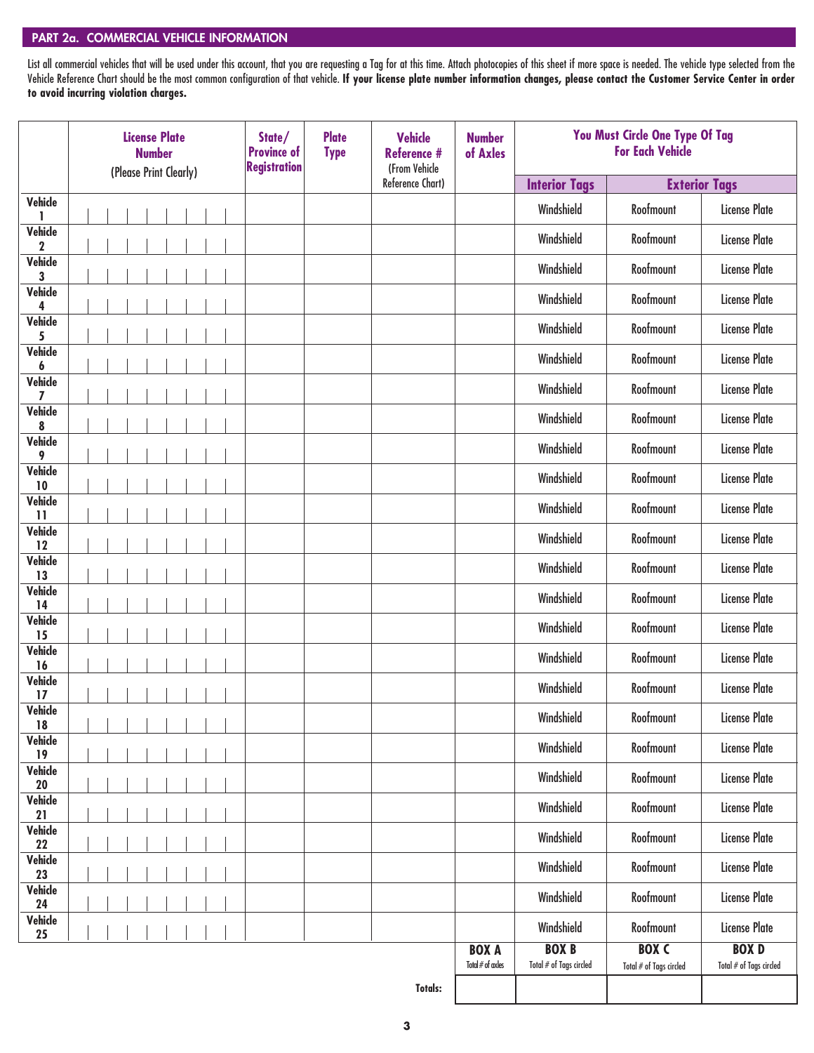## PART 2a. COMMERCIAL VEHICLE INFORMATION

List all commercial vehicles that will be used under this account, that you are requesting a Tag for at this time. Attach photocopies of this sheet if more space is needed. The vehicle type selected from the Vehicle Reference Chart should be the most common configuration of that vehicle. **If your license plate number information changes, please contact the Customer Service Center in order to avoid incurring violation charges.**

| | License Plate Number (Please Print Clearly) | State/ Province of Registration | Plate Type | Vehicle Reference # (From Vehicle Reference Chart) | Number of Axles | You Must Circle One Type Of Tag For Each Vehicle | | |
|---|---|---|---|---|---|---|---|---|
| | | | | | | Interior Tags | Exterior Tags | |
| Vehicle 1 | | | | | | Windshield | Roofmount | License Plate |
| Vehicle 2 | | | | | | Windshield | Roofmount | License Plate |
| Vehicle 3 | | | | | | Windshield | Roofmount | License Plate |
| Vehicle 4 | | | | | | Windshield | Roofmount | License Plate |
| Vehicle 5 | | | | | | Windshield | Roofmount | License Plate |
| Vehicle 6 | | | | | | Windshield | Roofmount | License Plate |
| Vehicle 7 | | | | | | Windshield | Roofmount | License Plate |
| Vehicle 8 | | | | | | Windshield | Roofmount | License Plate |
| Vehicle 9 | | | | | | Windshield | Roofmount | License Plate |
| Vehicle 10 | | | | | | Windshield | Roofmount | License Plate |
| Vehicle 11 | | | | | | Windshield | Roofmount | License Plate |
| Vehicle 12 | | | | | | Windshield | Roofmount | License Plate |
| Vehicle 13 | | | | | | Windshield | Roofmount | License Plate |
| Vehicle 14 | | | | | | Windshield | Roofmount | License Plate |
| Vehicle 15 | | | | | | Windshield | Roofmount | License Plate |
| Vehicle 16 | | | | | | Windshield | Roofmount | License Plate |
| Vehicle 17 | | | | | | Windshield | Roofmount | License Plate |
| Vehicle 18 | | | | | | Windshield | Roofmount | License Plate |
| Vehicle 19 | | | | | | Windshield | Roofmount | License Plate |
| Vehicle 20 | | | | | | Windshield | Roofmount | License Plate |
| Vehicle 21 | | | | | | Windshield | Roofmount | License Plate |
| Vehicle 22 | | | | | | Windshield | Roofmount | License Plate |
| Vehicle 23 | | | | | | Windshield | Roofmount | License Plate |
| Vehicle 24 | | | | | | Windshield | Roofmount | License Plate |
| Vehicle 25 | | | | | | Windshield | Roofmount | License Plate |
| | | | | | **BOX A** Total # of axles | **BOX B** Total # of Tags circled | **BOX C** Total # of Tags circled | **BOX D** Total # of Tags circled |
| | | | | **Totals:** | | | | |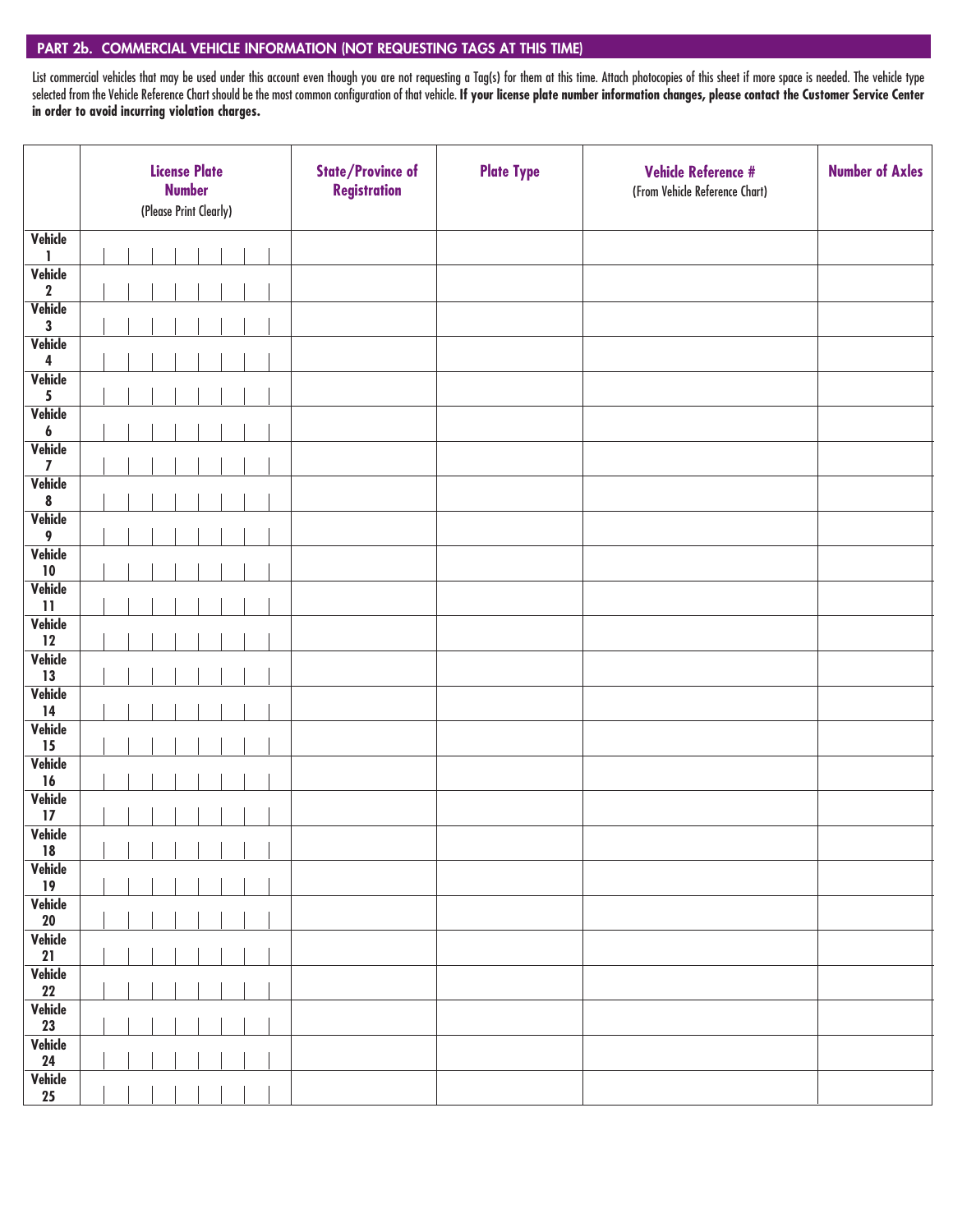## PART 2b. COMMERCIAL VEHICLE INFORMATION (NOT REQUESTING TAGS AT THIS TIME)

List commercial vehicles that may be used under this account even though you are not requesting a Tag(s) for them at this time. Attach photocopies of this sheet if more space is needed. The vehicle type selected from the Vehicle Reference Chart should be the most common configuration of that vehicle. **If your license plate number information changes, please contact the Customer Service Center in order to avoid incurring violation charges.**

| | License Plate Number (Please Print Clearly) | State/Province of Registration | Plate Type | Vehicle Reference # (From Vehicle Reference Chart) | Number of Axles |
|---|---|---|---|---|---|
| Vehicle 1 | | | | | |
| Vehicle 2 | | | | | |
| Vehicle 3 | | | | | |
| Vehicle 4 | | | | | |
| Vehicle 5 | | | | | |
| Vehicle 6 | | | | | |
| Vehicle 7 | | | | | |
| Vehicle 8 | | | | | |
| Vehicle 9 | | | | | |
| Vehicle 10 | | | | | |
| Vehicle 11 | | | | | |
| Vehicle 12 | | | | | |
| Vehicle 13 | | | | | |
| Vehicle 14 | | | | | |
| Vehicle 15 | | | | | |
| Vehicle 16 | | | | | |
| Vehicle 17 | | | | | |
| Vehicle 18 | | | | | |
| Vehicle 19 | | | | | |
| Vehicle 20 | | | | | |
| Vehicle 21 | | | | | |
| Vehicle 22 | | | | | |
| Vehicle 23 | | | | | |
| Vehicle 24 | | | | | |
| Vehicle 25 | | | | | |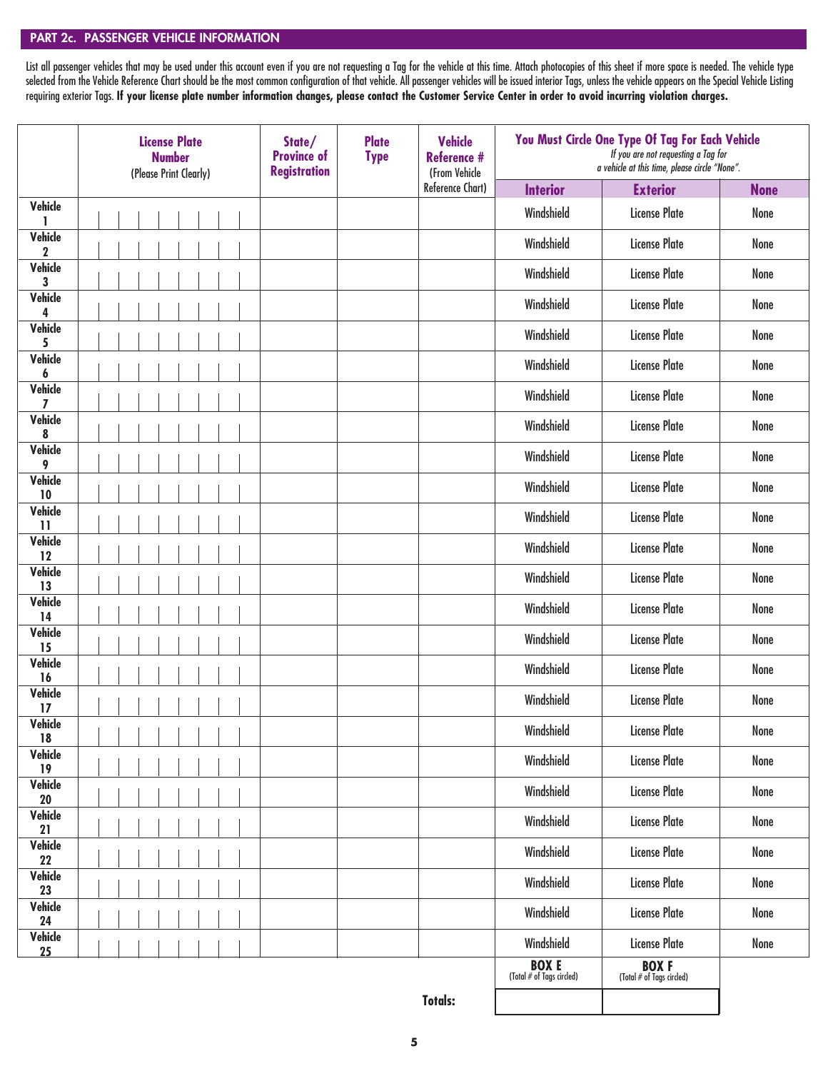## PART 2c. PASSENGER VEHICLE INFORMATION

List all passenger vehicles that may be used under this account even if you are not requesting a Tag for the vehicle at this time. Attach photocopies of this sheet if more space is needed. The vehicle type selected from the Vehicle Reference Chart should be the most common configuration of that vehicle. All passenger vehicles will be issued interior Tags, unless the vehicle appears on the Special Vehicle Listing requiring exterior Tags. **If your license plate number information changes, please contact the Customer Service Center in order to avoid incurring violation charges.**

| | License Plate Number (Please Print Clearly) | State/ Province of Registration | Plate Type | Vehicle Reference # (From Vehicle Reference Chart) | You Must Circle One Type Of Tag For Each Vehicle *If you are not requesting a Tag for a vehicle at this time, please circle "None".* | | |
|---|---|---|---|---|---|---|---|
| | | | | | **Interior** | **Exterior** | **None** |
| **Vehicle 1** | | | | | Windshield | License Plate | None |
| **Vehicle 2** | | | | | Windshield | License Plate | None |
| **Vehicle 3** | | | | | Windshield | License Plate | None |
| **Vehicle 4** | | | | | Windshield | License Plate | None |
| **Vehicle 5** | | | | | Windshield | License Plate | None |
| **Vehicle 6** | | | | | Windshield | License Plate | None |
| **Vehicle 7** | | | | | Windshield | License Plate | None |
| **Vehicle 8** | | | | | Windshield | License Plate | None |
| **Vehicle 9** | | | | | Windshield | License Plate | None |
| **Vehicle 10** | | | | | Windshield | License Plate | None |
| **Vehicle 11** | | | | | Windshield | License Plate | None |
| **Vehicle 12** | | | | | Windshield | License Plate | None |
| **Vehicle 13** | | | | | Windshield | License Plate | None |
| **Vehicle 14** | | | | | Windshield | License Plate | None |
| **Vehicle 15** | | | | | Windshield | License Plate | None |
| **Vehicle 16** | | | | | Windshield | License Plate | None |
| **Vehicle 17** | | | | | Windshield | License Plate | None |
| **Vehicle 18** | | | | | Windshield | License Plate | None |
| **Vehicle 19** | | | | | Windshield | License Plate | None |
| **Vehicle 20** | | | | | Windshield | License Plate | None |
| **Vehicle 21** | | | | | Windshield | License Plate | None |
| **Vehicle 22** | | | | | Windshield | License Plate | None |
| **Vehicle 23** | | | | | Windshield | License Plate | None |
| **Vehicle 24** | | | | | Windshield | License Plate | None |
| **Vehicle 25** | | | | | Windshield | License Plate | None |
| | | | | | **BOX E** (Total # of Tags circled) | **BOX F** (Total # of Tags circled) | |
| | | | | **Totals:** | | | |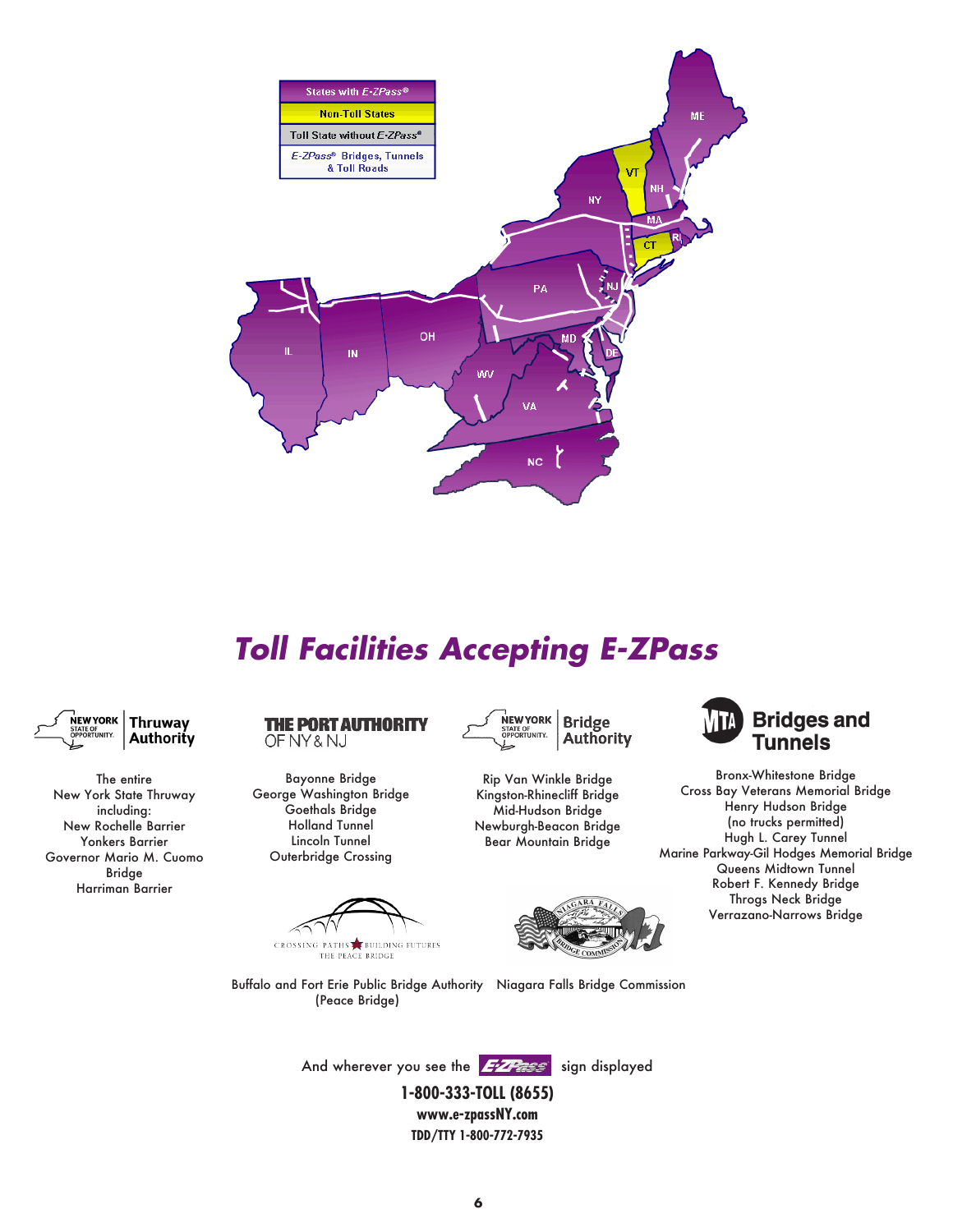States with *E-ZPass®*

Non-Toll States

Toll State without *E-ZPass®*

*E-ZPass®* Bridges, Tunnels & Toll Roads

ME NH VT MA RI CT NY NJ PA DE MD OH WV VA NC IN IL

# *Toll Facilities Accepting E-ZPass*

**NEW YORK STATE OF OPPORTUNITY. Thruway Authority**

The entire
New York State Thruway
including:
New Rochelle Barrier
Yonkers Barrier
Governor Mario M. Cuomo Bridge
Harriman Barrier

**THE PORT AUTHORITY OF NY & NJ**

Bayonne Bridge
George Washington Bridge
Goethals Bridge
Holland Tunnel
Lincoln Tunnel
Outerbridge Crossing

**NEW YORK STATE OF OPPORTUNITY. Bridge Authority**

Rip Van Winkle Bridge
Kingston-Rhinecliff Bridge
Mid-Hudson Bridge
Newburgh-Beacon Bridge
Bear Mountain Bridge

**MTA Bridges and Tunnels**

Bronx-Whitestone Bridge
Cross Bay Veterans Memorial Bridge
Henry Hudson Bridge
(no trucks permitted)
Hugh L. Carey Tunnel
Marine Parkway-Gil Hodges Memorial Bridge
Queens Midtown Tunnel
Robert F. Kennedy Bridge
Throgs Neck Bridge
Verrazano-Narrows Bridge

CROSSING PATHS BUILDING FUTURES
THE PEACE BRIDGE

Buffalo and Fort Erie Public Bridge Authority
(Peace Bridge)

NIAGARA FALLS BRIDGE COMMISSION

Niagara Falls Bridge Commission

And wherever you see the E-ZPass sign displayed

**1-800-333-TOLL (8655)**

**www.e-zpassNY.com**

**TDD/TTY 1-800-772-7935**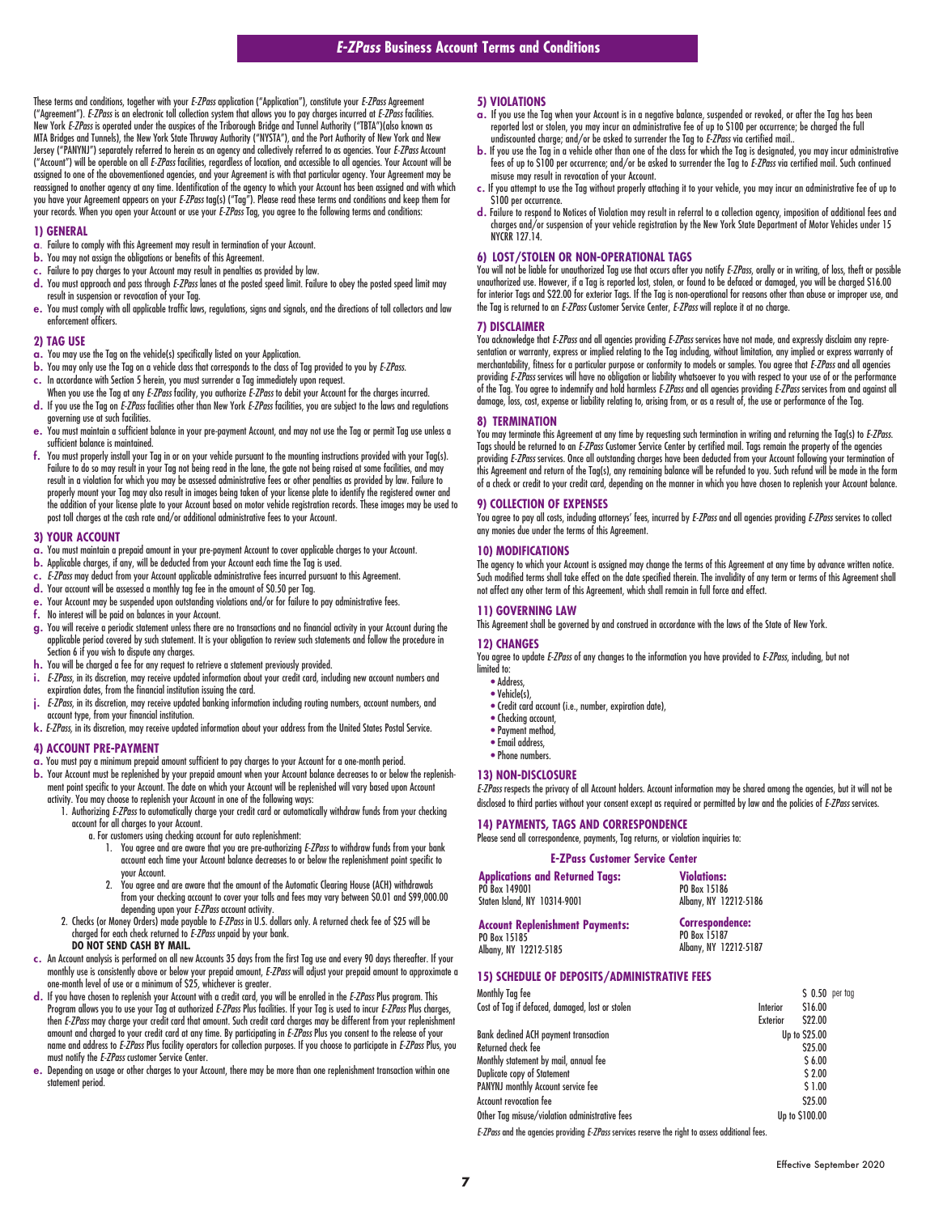# *E-ZPass* Business Account Terms and Conditions

These terms and conditions, together with your *E-ZPass* application ("Application"), constitute your *E-ZPass* Agreement ("Agreement"). *E-ZPass* is an electronic toll collection system that allows you to pay charges incurred at *E-ZPass* facilities. New York *E-ZPass* is operated under the auspices of the Triborough Bridge and Tunnel Authority ("TBTA")(also known as MTA Bridges and Tunnels), the New York State Thruway Authority ("NYSTA"), and the Port Authority of New York and New Jersey ("PANYNJ") separately referred to herein as an agency and collectively referred to as agencies. Your *E-ZPass* Account ("Account") will be operable on all *E-ZPass* facilities, regardless of location, and accessible to all agencies. Your Account will be assigned to one of the abovementioned agencies, and your Agreement is with that particular agency. Your Agreement may be reassigned to another agency at any time. Identification of the agency to which your Account has been assigned and with which you have your Agreement appears on your *E-ZPass* tag(s) ("Tag"). Please read these terms and conditions and keep them for your records. When you open your Account or use your *E-ZPass* Tag, you agree to the following terms and conditions:

## 1) GENERAL

- **a.** Failure to comply with this Agreement may result in termination of your Account.
- **b.** You may not assign the obligations or benefits of this Agreement.
- **c.** Failure to pay charges to your Account may result in penalties as provided by law.
- **d.** You must approach and pass through *E-ZPass* lanes at the posted speed limit. Failure to obey the posted speed limit may result in suspension or revocation of your Tag.
- **e.** You must comply with all applicable traffic laws, regulations, signs and signals, and the directions of toll collectors and law enforcement officers.

## 2) TAG USE

- **a.** You may use the Tag on the vehicle(s) specifically listed on your Application.
- **b.** You may only use the Tag on a vehicle class that corresponds to the class of Tag provided to you by *E-ZPass*.
- **c.** In accordance with Section 5 herein, you must surrender a Tag immediately upon request.
  When you use the Tag at any *E-ZPass* facility, you authorize *E-ZPass* to debit your Account for the charges incurred.
- **d.** If you use the Tag on *E-ZPass* facilities other than New York *E-ZPass* facilities, you are subject to the laws and regulations governing use at such facilities.
- **e.** You must maintain a sufficient balance in your pre-payment Account, and may not use the Tag or permit Tag use unless a sufficient balance is maintained.
- **f.** You must properly install your Tag in or on your vehicle pursuant to the mounting instructions provided with your Tag(s). Failure to do so may result in your Tag not being read in the lane, the gate not being raised at some facilities, and may result in a violation for which you may be assessed administrative fees or other penalties as provided by law. Failure to properly mount your Tag may also result in images being taken of your license plate to identify the registered owner and the addition of your license plate to your Account based on motor vehicle registration records. These images may be used to post toll charges at the cash rate and/or additional administrative fees to your Account.

## 3) YOUR ACCOUNT

- **a.** You must maintain a prepaid amount in your pre-payment Account to cover applicable charges to your Account.
- **b.** Applicable charges, if any, will be deducted from your Account each time the Tag is used.
- **c.** *E-ZPass* may deduct from your Account applicable administrative fees incurred pursuant to this Agreement.
- **d.** Your account will be assessed a monthly tag fee in the amount of $0.50 per Tag.
- **e.** Your Account may be suspended upon outstanding violations and/or for failure to pay administrative fees.
- **f.** No interest will be paid on balances in your Account.
- **g.** You will receive a periodic statement unless there are no transactions and no financial activity in your Account during the applicable period covered by such statement. It is your obligation to review such statements and follow the procedure in Section 6 if you wish to dispute any charges.
- **h.** You will be charged a fee for any request to retrieve a statement previously provided.
- **i.** *E-ZPass*, in its discretion, may receive updated information about your credit card, including new account numbers and expiration dates, from the financial institution issuing the card.
- **j.** *E-ZPass*, in its discretion, may receive updated banking information including routing numbers, account numbers, and account type, from your financial institution.
- **k.** *E-ZPass*, in its discretion, may receive updated information about your address from the United States Postal Service.

## 4) ACCOUNT PRE-PAYMENT

- **a.** You must pay a minimum prepaid amount sufficient to pay charges to your Account for a one-month period.
- **b.** Your Account must be replenished by your prepaid amount when your Account balance decreases to or below the replenishment point specific to your Account. The date on which your Account will be replenished will vary based upon Account activity. You may choose to replenish your Account in one of the following ways:
  1. Authorizing *E-ZPass* to automatically charge your credit card or automatically withdraw funds from your checking account for all charges to your Account.
     - a. For customers using checking account for auto replenishment:
       1. You agree and are aware that you are pre-authorizing *E-ZPass* to withdraw funds from your bank account each time your Account balance decreases to or below the replenishment point specific to your Account.
       2. You agree and are aware that the amount of the Automatic Clearing House (ACH) withdrawals from your checking account to cover your tolls and fees may vary between $0.01 and $99,000.00 depending upon your *E-ZPass* account activity.
  2. Checks (or Money Orders) made payable to *E-ZPass* in U.S. dollars only. A returned check fee of $25 will be charged for each check returned to *E-ZPass* unpaid by your bank.
     **DO NOT SEND CASH BY MAIL.**
- **c.** An Account analysis is performed on all new Accounts 35 days from the first Tag use and every 90 days thereafter. If your monthly use is consistently above or below your prepaid amount, *E-ZPass* will adjust your prepaid amount to approximate a one-month level of use or a minimum of $25, whichever is greater.
- **d.** If you have chosen to replenish your Account with a credit card, you will be enrolled in the *E-ZPass* Plus program. This Program allows you to use your Tag at authorized *E-ZPass* Plus facilities. If your Tag is used to incur *E-ZPass* Plus charges, then *E-ZPass* may charge your credit card that amount. Such credit card charges may be different from your replenishment amount and charged to your credit card at any time. By participating in *E-ZPass* Plus you consent to the release of your name and address to *E-ZPass* Plus facility operators for collection purposes. If you choose to participate in *E-ZPass* Plus, you must notify the *E-ZPass* customer Service Center.
- **e.** Depending on usage or other charges to your Account, there may be more than one replenishment transaction within one statement period.

## 5) VIOLATIONS

- **a.** If you use the Tag when your Account is in a negative balance, suspended or revoked, or after the Tag has been reported lost or stolen, you may incur an administrative fee of up to $100 per occurrence; be charged the full undiscounted charge; and/or be asked to surrender the Tag to *E-ZPass* via certified mail..
- **b.** If you use the Tag in a vehicle other than one of the class for which the Tag is designated, you may incur administrative fees of up to $100 per occurrence; and/or be asked to surrender the Tag to *E-ZPass* via certified mail. Such continued misuse may result in revocation of your Account.
- **c.** If you attempt to use the Tag without properly attaching it to your vehicle, you may incur an administrative fee of up to $100 per occurrence.
- **d.** Failure to respond to Notices of Violation may result in referral to a collection agency, imposition of additional fees and charges and/or suspension of your vehicle registration by the New York State Department of Motor Vehicles under 15 NYCRR 127.14.

## 6) LOST/STOLEN OR NON-OPERATIONAL TAGS

You will not be liable for unauthorized Tag use that occurs after you notify *E-ZPass*, orally or in writing, of loss, theft or possible unauthorized use. However, if a Tag is reported lost, stolen, or found to be defaced or damaged, you will be charged $16.00 for interior Tags and $22.00 for exterior Tags. If the Tag is non-operational for reasons other than abuse or improper use, and the Tag is returned to an *E-ZPass* Customer Service Center, *E-ZPass* will replace it at no charge.

## 7) DISCLAIMER

You acknowledge that *E-ZPass* and all agencies providing *E-ZPass* services have not made, and expressly disclaim any representation or warranty, express or implied relating to the Tag including, without limitation, any implied or express warranty of merchantability, fitness for a particular purpose or conformity to models or samples. You agree that *E-ZPass* and all agencies providing *E-ZPass* services will have no obligation or liability whatsoever to you with respect to your use of or the performance of the Tag. You agree to indemnify and hold harmless *E-ZPass* and all agencies providing *E-ZPass* services from and against all damage, loss, cost, expense or liability relating to, arising from, or as a result of, the use or performance of the Tag.

## 8) TERMINATION

You may terminate this Agreement at any time by requesting such termination in writing and returning the Tag(s) to *E-ZPass*. Tags should be returned to an *E-ZPass* Customer Service Center by certified mail. Tags remain the property of the agencies providing *E-ZPass* services. Once all outstanding charges have been deducted from your Account following your termination of this Agreement and return of the Tag(s), any remaining balance will be refunded to you. Such refund will be made in the form of a check or credit to your credit card, depending on the manner in which you have chosen to replenish your Account balance.

## 9) COLLECTION OF EXPENSES

You agree to pay all costs, including attorneys' fees, incurred by *E-ZPass* and all agencies providing *E-ZPass* services to collect any monies due under the terms of this Agreement.

## 10) MODIFICATIONS

The agency to which your Account is assigned may change the terms of this Agreement at any time by advance written notice. Such modified terms shall take effect on the date specified therein. The invalidity of any term or terms of this Agreement shall not affect any other term of this Agreement, which shall remain in full force and effect.

## 11) GOVERNING LAW

This Agreement shall be governed by and construed in accordance with the laws of the State of New York.

## 12) CHANGES

You agree to update *E-ZPass* of any changes to the information you have provided to *E-ZPass*, including, but not limited to:

- Address,
- Vehicle(s),
- Credit card account (i.e., number, expiration date),
- Checking account,
- Payment method,
- Email address,
- Phone numbers.

## 13) NON-DISCLOSURE

*E-ZPass* respects the privacy of all Account holders. Account information may be shared among the agencies, but it will not be disclosed to third parties without your consent except as required or permitted by law and the policies of *E-ZPass* services.

## 14) PAYMENTS, TAGS AND CORRESPONDENCE

Please send all correspondence, payments, Tag returns, or violation inquiries to:

### E-ZPass Customer Service Center

**Applications and Returned Tags:**
PO Box 149001
Staten Island, NY 10314-9001

**Violations:**
PO Box 15186
Albany, NY 12212-5186

**Account Replenishment Payments:**
PO Box 15185
Albany, NY 12212-5185

**Correspondence:**
PO Box 15187
Albany, NY 12212-5187

## 15) SCHEDULE OF DEPOSITS/ADMINISTRATIVE FEES

| Fee | | Amount |
|---|---|---|
| Monthly Tag fee | | $ 0.50 per tag |
| Cost of Tag if defaced, damaged, lost or stolen | Interior | $16.00 |
| | Exterior | $22.00 |
| Bank declined ACH payment transaction | | Up to $25.00 |
| Returned check fee | | $25.00 |
| Monthly statement by mail, annual fee | | $ 6.00 |
| Duplicate copy of Statement | | $ 2.00 |
| PANYNJ monthly Account service fee | | $ 1.00 |
| Account revocation fee | | $25.00 |
| Other Tag misuse/violation administrative fees | | Up to $100.00 |

*E-ZPass* and the agencies providing *E-ZPass* services reserve the right to assess additional fees.

Effective September 2020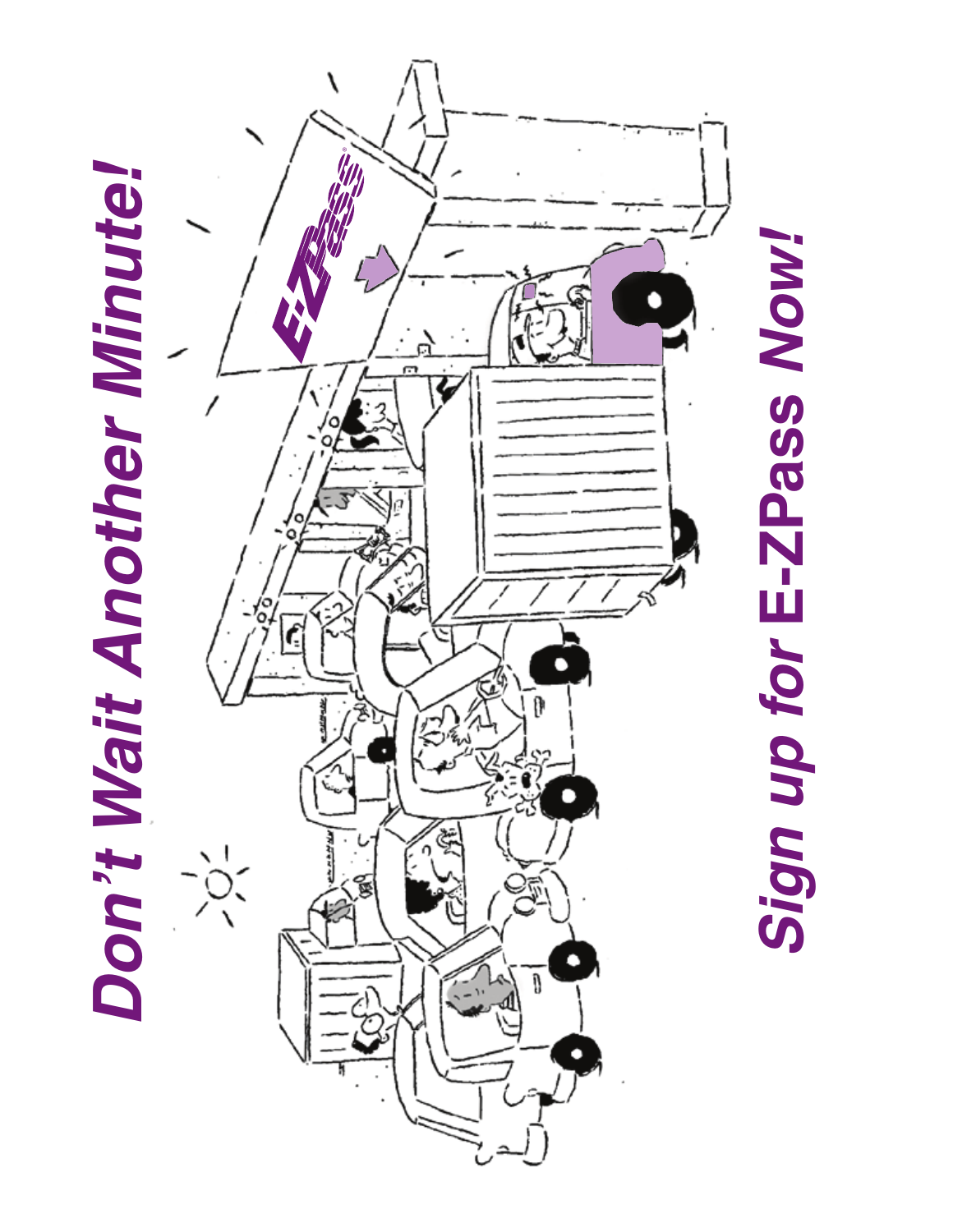# Don't Wait Another Minute!

# Sign up for E-ZPass Now!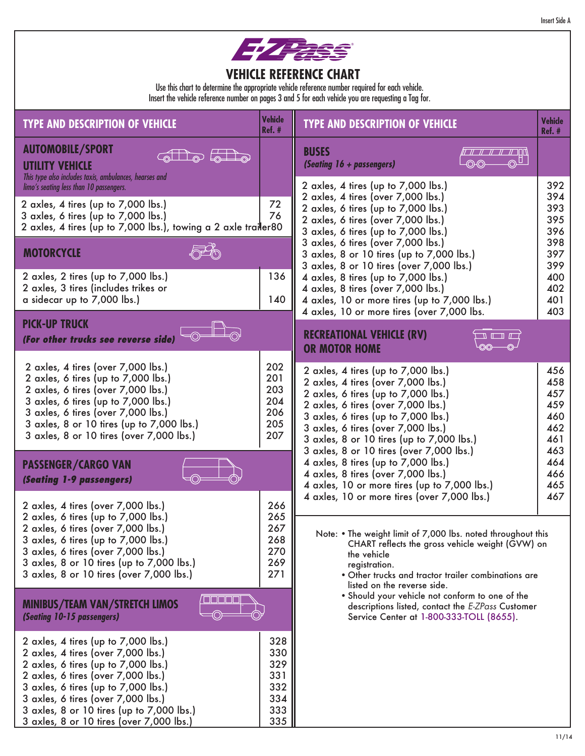# E-ZPass

## VEHICLE REFERENCE CHART

Use this chart to determine the appropriate vehicle reference number required for each vehicle.
Insert the vehicle reference number on pages 3 and 5 for each vehicle you are requesting a Tag for.

| TYPE AND DESCRIPTION OF VEHICLE | Vehicle Ref. # |
|---|---|
| **AUTOMOBILE/SPORT UTILITY VEHICLE** *This type also includes taxis, ambulances, hearses and limo's seating less than 10 passengers.* | |
| 2 axles, 4 tires (up to 7,000 lbs.) | 72 |
| 3 axles, 6 tires (up to 7,000 lbs.) | 76 |
| 2 axles, 4 tires (up to 7,000 lbs.), towing a 2 axle trailer | 80 |
| **MOTORCYCLE** | |
| 2 axles, 2 tires (up to 7,000 lbs.) | 136 |
| 2 axles, 3 tires (includes trikes or a sidecar up to 7,000 lbs.) | 140 |
| **PICK-UP TRUCK** ***(For other trucks see reverse side)*** | |
| 2 axles, 4 tires (over 7,000 lbs.) | 202 |
| 2 axles, 6 tires (up to 7,000 lbs.) | 201 |
| 2 axles, 6 tires (over 7,000 lbs.) | 203 |
| 3 axles, 6 tires (up to 7,000 lbs.) | 204 |
| 3 axles, 6 tires (over 7,000 lbs.) | 206 |
| 3 axles, 8 or 10 tires (up to 7,000 lbs.) | 205 |
| 3 axles, 8 or 10 tires (over 7,000 lbs.) | 207 |
| **PASSENGER/CARGO VAN** ***(Seating 1-9 passengers)*** | |
| 2 axles, 4 tires (over 7,000 lbs.) | 266 |
| 2 axles, 6 tires (up to 7,000 lbs.) | 265 |
| 2 axles, 6 tires (over 7,000 lbs.) | 267 |
| 3 axles, 6 tires (up to 7,000 lbs.) | 268 |
| 3 axles, 6 tires (over 7,000 lbs.) | 270 |
| 3 axles, 8 or 10 tires (up to 7,000 lbs.) | 269 |
| 3 axles, 8 or 10 tires (over 7,000 lbs.) | 271 |
| **MINIBUS/TEAM VAN/STRETCH LIMOS** *(Seating 10-15 passengers)* | |
| 2 axles, 4 tires (up to 7,000 lbs.) | 328 |
| 2 axles, 4 tires (over 7,000 lbs.) | 330 |
| 2 axles, 6 tires (up to 7,000 lbs.) | 329 |
| 2 axles, 6 tires (over 7,000 lbs.) | 331 |
| 3 axles, 6 tires (up to 7,000 lbs.) | 332 |
| 3 axles, 6 tires (over 7,000 lbs.) | 334 |
| 3 axles, 8 or 10 tires (up to 7,000 lbs.) | 333 |
| 3 axles, 8 or 10 tires (over 7,000 lbs.) | 335 |

| TYPE AND DESCRIPTION OF VEHICLE | Vehicle Ref. # |
|---|---|
| **BUSES** *(Seating 16 + passengers)* | |
| 2 axles, 4 tires (up to 7,000 lbs.) | 392 |
| 2 axles, 4 tires (over 7,000 lbs.) | 394 |
| 2 axles, 6 tires (up to 7,000 lbs.) | 393 |
| 2 axles, 6 tires (over 7,000 lbs.) | 395 |
| 3 axles, 6 tires (up to 7,000 lbs.) | 396 |
| 3 axles, 6 tires (over 7,000 lbs.) | 398 |
| 3 axles, 8 or 10 tires (up to 7,000 lbs.) | 397 |
| 3 axles, 8 or 10 tires (over 7,000 lbs.) | 399 |
| 4 axles, 8 tires (up to 7,000 lbs.) | 400 |
| 4 axles, 8 tires (over 7,000 lbs.) | 402 |
| 4 axles, 10 or more tires (up to 7,000 lbs.) | 401 |
| 4 axles, 10 or more tires (over 7,000 lbs. | 403 |
| **RECREATIONAL VEHICLE (RV) OR MOTOR HOME** | |
| 2 axles, 4 tires (up to 7,000 lbs.) | 456 |
| 2 axles, 4 tires (over 7,000 lbs.) | 458 |
| 2 axles, 6 tires (up to 7,000 lbs.) | 457 |
| 2 axles, 6 tires (over 7,000 lbs.) | 459 |
| 3 axles, 6 tires (up to 7,000 lbs.) | 460 |
| 3 axles, 6 tires (over 7,000 lbs.) | 462 |
| 3 axles, 8 or 10 tires (up to 7,000 lbs.) | 461 |
| 3 axles, 8 or 10 tires (over 7,000 lbs.) | 463 |
| 4 axles, 8 tires (up to 7,000 lbs.) | 464 |
| 4 axles, 8 tires (over 7,000 lbs.) | 466 |
| 4 axles, 10 or more tires (up to 7,000 lbs.) | 465 |
| 4 axles, 10 or more tires (over 7,000 lbs.) | 467 |

Note:
- The weight limit of 7,000 lbs. noted throughout this CHART reflects the gross vehicle weight (GVW) on the vehicle registration.
- Other trucks and tractor trailer combinations are listed on the reverse side.
- Should your vehicle not conform to one of the descriptions listed, contact the *E-ZPass* Customer Service Center at 1-800-333-TOLL (8655).

11/14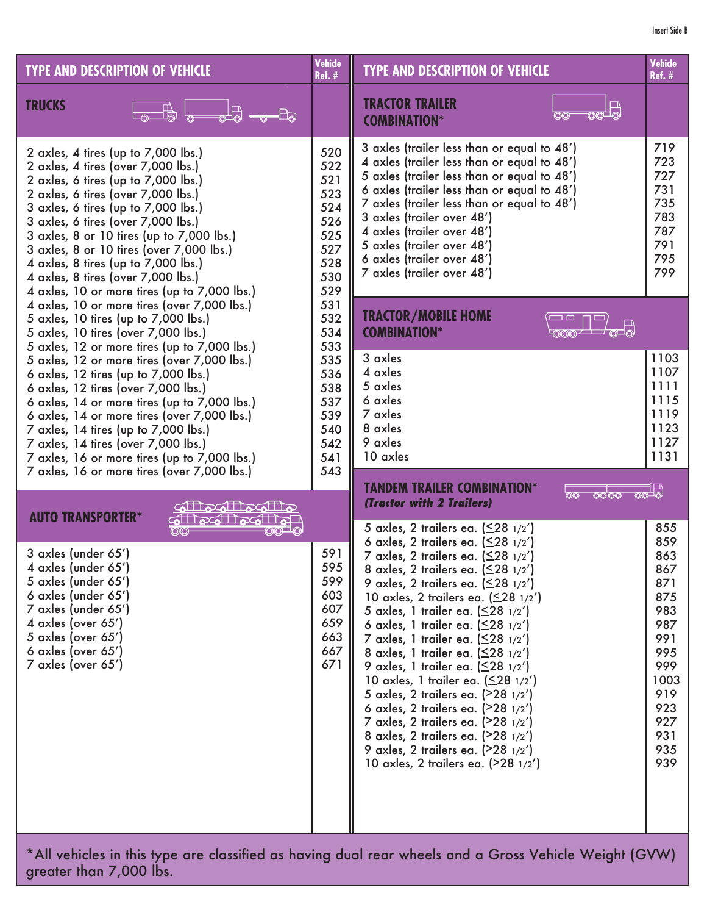| TYPE AND DESCRIPTION OF VEHICLE | Vehicle Ref. # |
|---|---|
| **TRUCKS** | |
| 2 axles, 4 tires (up to 7,000 lbs.) | 520 |
| 2 axles, 4 tires (over 7,000 lbs.) | 522 |
| 2 axles, 6 tires (up to 7,000 lbs.) | 521 |
| 2 axles, 6 tires (over 7,000 lbs.) | 523 |
| 3 axles, 6 tires (up to 7,000 lbs.) | 524 |
| 3 axles, 6 tires (over 7,000 lbs.) | 526 |
| 3 axles, 8 or 10 tires (up to 7,000 lbs.) | 525 |
| 3 axles, 8 or 10 tires (over 7,000 lbs.) | 527 |
| 4 axles, 8 tires (up to 7,000 lbs.) | 528 |
| 4 axles, 8 tires (over 7,000 lbs.) | 530 |
| 4 axles, 10 or more tires (up to 7,000 lbs.) | 529 |
| 4 axles, 10 or more tires (over 7,000 lbs.) | 531 |
| 5 axles, 10 tires (up to 7,000 lbs.) | 532 |
| 5 axles, 10 tires (over 7,000 lbs.) | 534 |
| 5 axles, 12 or more tires (up to 7,000 lbs.) | 533 |
| 5 axles, 12 or more tires (over 7,000 lbs.) | 535 |
| 6 axles, 12 tires (up to 7,000 lbs.) | 536 |
| 6 axles, 12 tires (over 7,000 lbs.) | 538 |
| 6 axles, 14 or more tires (up to 7,000 lbs.) | 537 |
| 6 axles, 14 or more tires (over 7,000 lbs.) | 539 |
| 7 axles, 14 tires (up to 7,000 lbs.) | 540 |
| 7 axles, 14 tires (over 7,000 lbs.) | 542 |
| 7 axles, 16 or more tires (up to 7,000 lbs.) | 541 |
| 7 axles, 16 or more tires (over 7,000 lbs.) | 543 |
| **AUTO TRANSPORTER*** | |
| 3 axles (under 65′) | 591 |
| 4 axles (under 65′) | 595 |
| 5 axles (under 65′) | 599 |
| 6 axles (under 65′) | 603 |
| 7 axles (under 65′) | 607 |
| 4 axles (over 65′) | 659 |
| 5 axles (over 65′) | 663 |
| 6 axles (over 65′) | 667 |
| 7 axles (over 65′) | 671 |

| TYPE AND DESCRIPTION OF VEHICLE | Vehicle Ref. # |
|---|---|
| **TRACTOR TRAILER COMBINATION*** | |
| 3 axles (trailer less than or equal to 48′) | 719 |
| 4 axles (trailer less than or equal to 48′) | 723 |
| 5 axles (trailer less than or equal to 48′) | 727 |
| 6 axles (trailer less than or equal to 48′) | 731 |
| 7 axles (trailer less than or equal to 48′) | 735 |
| 3 axles (trailer over 48′) | 783 |
| 4 axles (trailer over 48′) | 787 |
| 5 axles (trailer over 48′) | 791 |
| 6 axles (trailer over 48′) | 795 |
| 7 axles (trailer over 48′) | 799 |
| **TRACTOR/MOBILE HOME COMBINATION*** | |
| 3 axles | 1103 |
| 4 axles | 1107 |
| 5 axles | 1111 |
| 6 axles | 1115 |
| 7 axles | 1119 |
| 8 axles | 1123 |
| 9 axles | 1127 |
| 10 axles | 1131 |
| **TANDEM TRAILER COMBINATION*** ***(Tractor with 2 Trailers)*** | |
| 5 axles, 2 trailers ea. (≤28 1/2′) | 855 |
| 6 axles, 2 trailers ea. (≤28 1/2′) | 859 |
| 7 axles, 2 trailers ea. (≤28 1/2′) | 863 |
| 8 axles, 2 trailers ea. (≤28 1/2′) | 867 |
| 9 axles, 2 trailers ea. (≤28 1/2′) | 871 |
| 10 axles, 2 trailers ea. (≤28 1/2′) | 875 |
| 5 axles, 1 trailer ea. (≤28 1/2′) | 983 |
| 6 axles, 1 trailer ea. (≤28 1/2′) | 987 |
| 7 axles, 1 trailer ea. (≤28 1/2′) | 991 |
| 8 axles, 1 trailer ea. (≤28 1/2′) | 995 |
| 9 axles, 1 trailer ea. (≤28 1/2′) | 999 |
| 10 axles, 1 trailer ea. (≤28 1/2′) | 1003 |
| 5 axles, 2 trailers ea. (>28 1/2′) | 919 |
| 6 axles, 2 trailers ea. (>28 1/2′) | 923 |
| 7 axles, 2 trailers ea. (>28 1/2′) | 927 |
| 8 axles, 2 trailers ea. (>28 1/2′) | 931 |
| 9 axles, 2 trailers ea. (>28 1/2′) | 935 |
| 10 axles, 2 trailers ea. (>28 1/2′) | 939 |

*All vehicles in this type are classified as having dual rear wheels and a Gross Vehicle Weight (GVW) greater than 7,000 lbs.